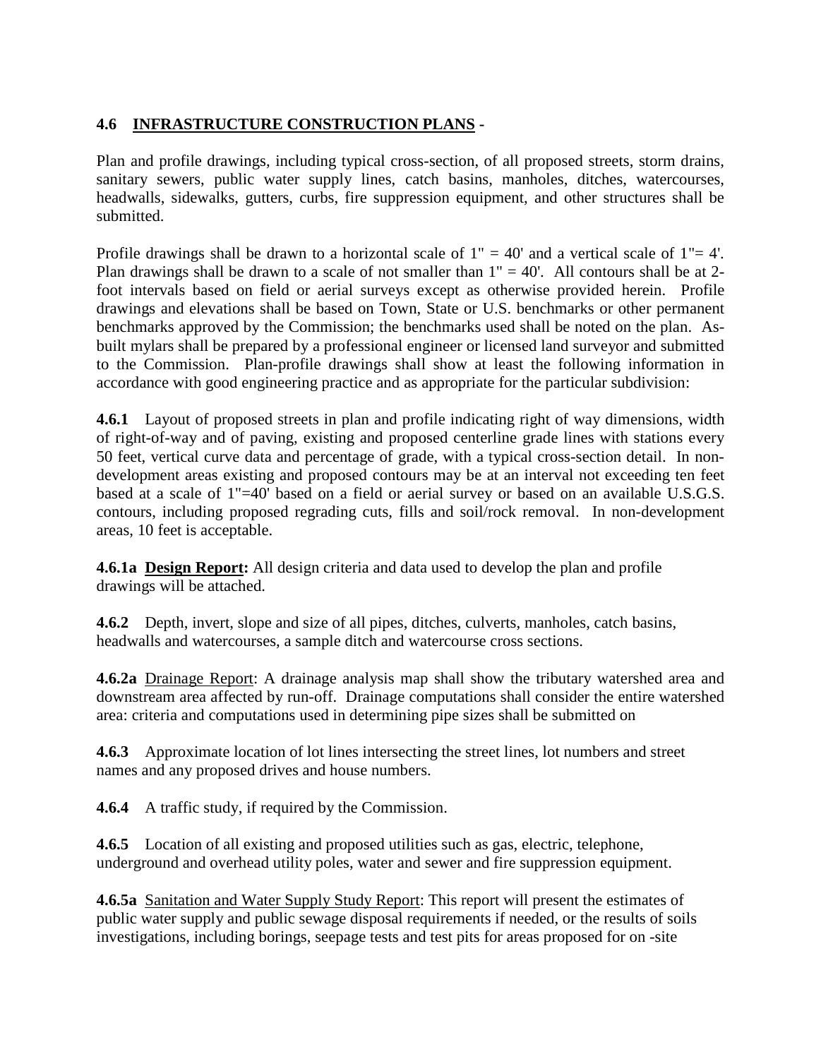## 4.6 <u>INFRASTRUCTURE CONSTRUCTION PLANS</u> -

Plan and profile drawings, including typical cross-section, of all proposed streets, storm drains, sanitary sewers, public water supply lines, catch basins, manholes, ditches, watercourses, headwalls, sidewalks, gutters, curbs, fire suppression equipment, and other structures shall be submitted.

Profile drawings shall be drawn to a horizontal scale of 1" = 40' and a vertical scale of 1"= 4'. Plan drawings shall be drawn to a scale of not smaller than 1" = 40'. All contours shall be at 2-foot intervals based on field or aerial surveys except as otherwise provided herein. Profile drawings and elevations shall be based on Town, State or U.S. benchmarks or other permanent benchmarks approved by the Commission; the benchmarks used shall be noted on the plan. As-built mylars shall be prepared by a professional engineer or licensed land surveyor and submitted to the Commission. Plan-profile drawings shall show at least the following information in accordance with good engineering practice and as appropriate for the particular subdivision:

**4.6.1** Layout of proposed streets in plan and profile indicating right of way dimensions, width of right-of-way and of paving, existing and proposed centerline grade lines with stations every 50 feet, vertical curve data and percentage of grade, with a typical cross-section detail. In non-development areas existing and proposed contours may be at an interval not exceeding ten feet based at a scale of 1"=40' based on a field or aerial survey or based on an available U.S.G.S. contours, including proposed regrading cuts, fills and soil/rock removal. In non-development areas, 10 feet is acceptable.

**4.6.1a <u>Design Report</u>:** All design criteria and data used to develop the plan and profile drawings will be attached.

**4.6.2** Depth, invert, slope and size of all pipes, ditches, culverts, manholes, catch basins, headwalls and watercourses, a sample ditch and watercourse cross sections.

**4.6.2a** <u>Drainage Report</u>: A drainage analysis map shall show the tributary watershed area and downstream area affected by run-off. Drainage computations shall consider the entire watershed area: criteria and computations used in determining pipe sizes shall be submitted on

**4.6.3** Approximate location of lot lines intersecting the street lines, lot numbers and street names and any proposed drives and house numbers.

**4.6.4** A traffic study, if required by the Commission.

**4.6.5** Location of all existing and proposed utilities such as gas, electric, telephone, underground and overhead utility poles, water and sewer and fire suppression equipment.

**4.6.5a** <u>Sanitation and Water Supply Study Report</u>: This report will present the estimates of public water supply and public sewage disposal requirements if needed, or the results of soils investigations, including borings, seepage tests and test pits for areas proposed for on -site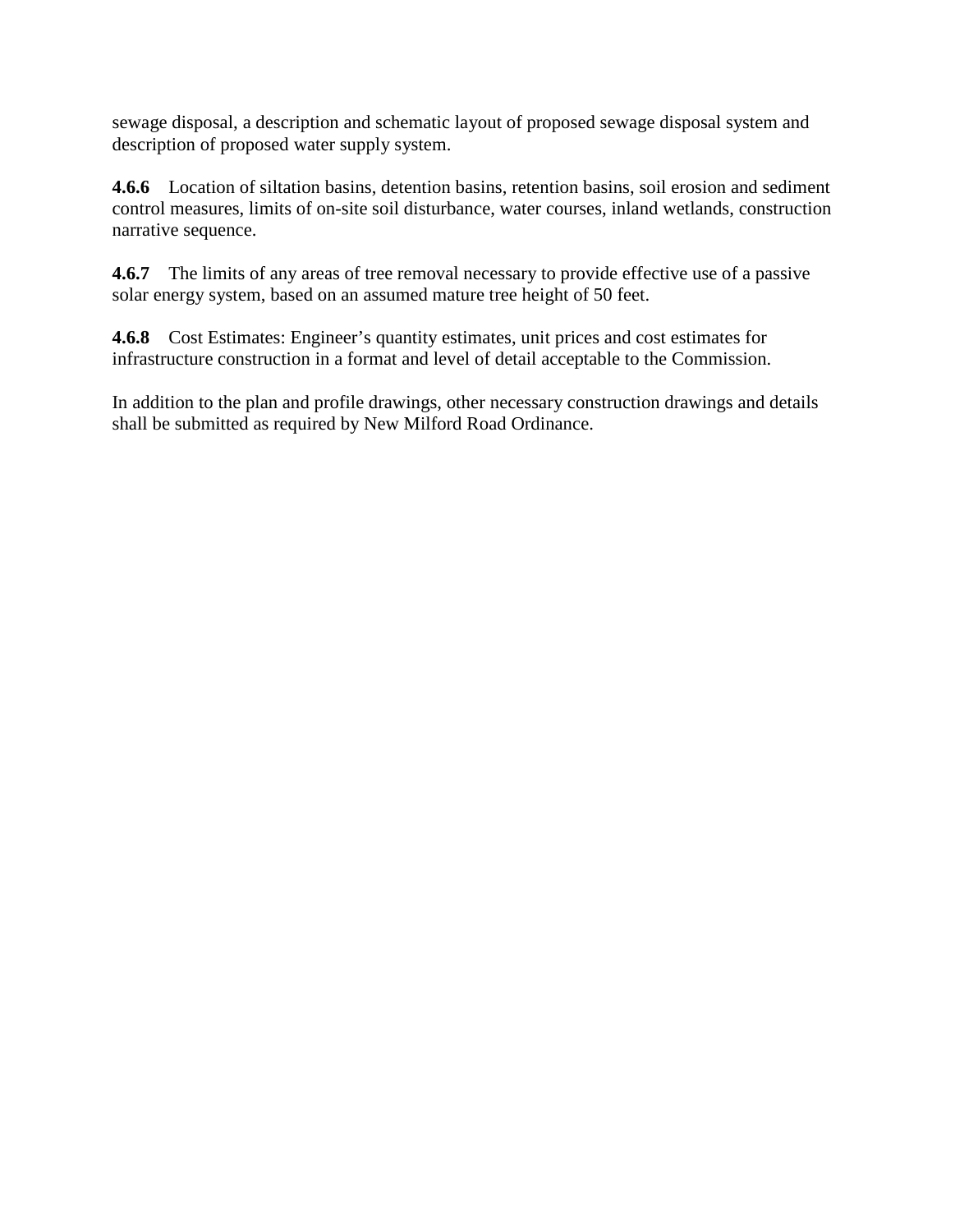sewage disposal, a description and schematic layout of proposed sewage disposal system and description of proposed water supply system.

**4.6.6** Location of siltation basins, detention basins, retention basins, soil erosion and sediment control measures, limits of on-site soil disturbance, water courses, inland wetlands, construction narrative sequence.

**4.6.7** The limits of any areas of tree removal necessary to provide effective use of a passive solar energy system, based on an assumed mature tree height of 50 feet.

**4.6.8** Cost Estimates: Engineer's quantity estimates, unit prices and cost estimates for infrastructure construction in a format and level of detail acceptable to the Commission.

In addition to the plan and profile drawings, other necessary construction drawings and details shall be submitted as required by New Milford Road Ordinance.